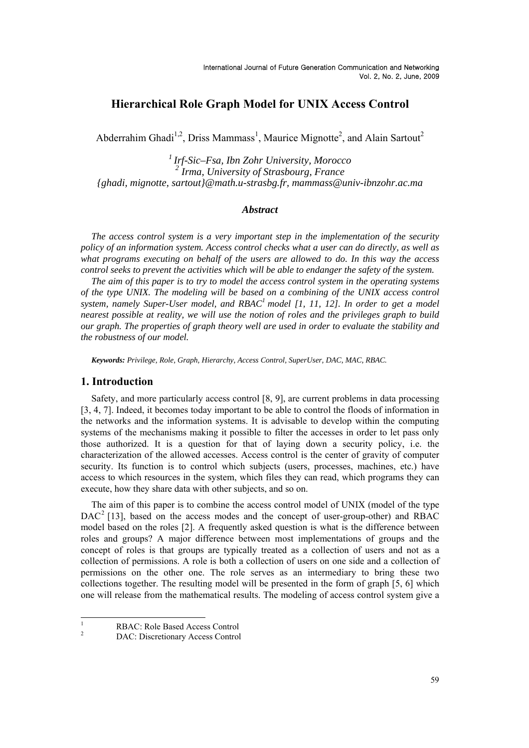# Hierarchical Role Graph Model for UNIX Access Control

Abderrahim Ghadi[1,2], Driss Mammass[1], Maurice Mignotte[2], and Alain Sartout[2]

*[1] Irf-Sic–Fsa, Ibn Zohr University, Morocco*
*[2] Irma, University of Strasbourg, France*
*{ghadi, mignotte, sartout}@math.u-strasbg.fr, mammass@univ-ibnzohr.ac.ma*

### *Abstract*

*The access control system is a very important step in the implementation of the security policy of an information system. Access control checks what a user can do directly, as well as what programs executing on behalf of the users are allowed to do. In this way the access control seeks to prevent the activities which will be able to endanger the safety of the system.*

*The aim of this paper is to try to model the access control system in the operating systems of the type UNIX. The modeling will be based on a combining of the UNIX access control system, namely Super-User model, and RBAC[1] model [1, 11, 12]. In order to get a model nearest possible at reality, we will use the notion of roles and the privileges graph to build our graph. The properties of graph theory well are used in order to evaluate the stability and the robustness of our model.*

***Keywords:** Privilege, Role, Graph, Hierarchy, Access Control, SuperUser, DAC, MAC, RBAC.*

## 1. Introduction

Safety, and more particularly access control [8, 9], are current problems in data processing [3, 4, 7]. Indeed, it becomes today important to be able to control the floods of information in the networks and the information systems. It is advisable to develop within the computing systems of the mechanisms making it possible to filter the accesses in order to let pass only those authorized. It is a question for that of laying down a security policy, i.e. the characterization of the allowed accesses. Access control is the center of gravity of computer security. Its function is to control which subjects (users, processes, machines, etc.) have access to which resources in the system, which files they can read, which programs they can execute, how they share data with other subjects, and so on.

The aim of this paper is to combine the access control model of UNIX (model of the type DAC[2] [13], based on the access modes and the concept of user-group-other) and RBAC model based on the roles [2]. A frequently asked question is what is the difference between roles and groups? A major difference between most implementations of groups and the concept of roles is that groups are typically treated as a collection of users and not as a collection of permissions. A role is both a collection of users on one side and a collection of permissions on the other one. The role serves as an intermediary to bring these two collections together. The resulting model will be presented in the form of graph [5, 6] which one will release from the mathematical results. The modeling of access control system give a

---

[1] RBAC: Role Based Access Control

[2] DAC: Discretionary Access Control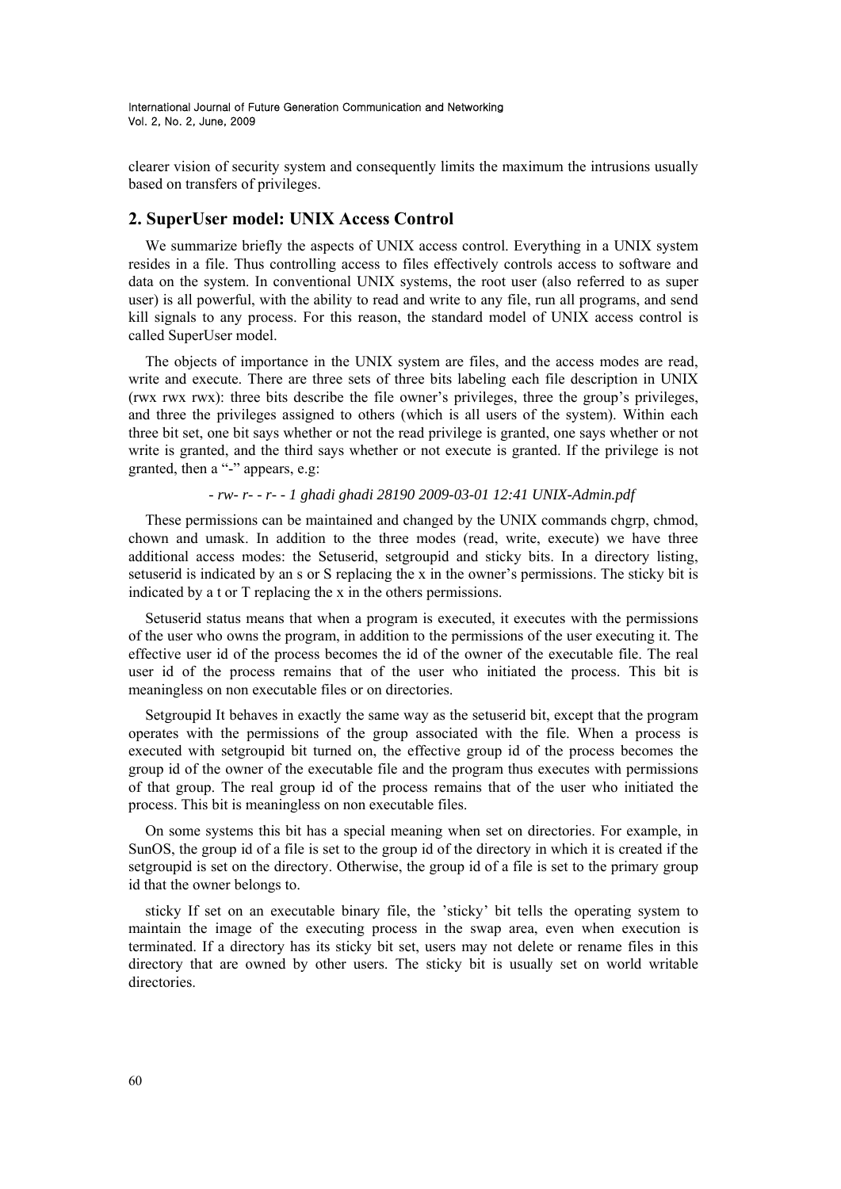clearer vision of security system and consequently limits the maximum the intrusions usually based on transfers of privileges.

## 2. SuperUser model: UNIX Access Control

We summarize briefly the aspects of UNIX access control. Everything in a UNIX system resides in a file. Thus controlling access to files effectively controls access to software and data on the system. In conventional UNIX systems, the root user (also referred to as super user) is all powerful, with the ability to read and write to any file, run all programs, and send kill signals to any process. For this reason, the standard model of UNIX access control is called SuperUser model.

The objects of importance in the UNIX system are files, and the access modes are read, write and execute. There are three sets of three bits labeling each file description in UNIX (rwx rwx rwx): three bits describe the file owner's privileges, three the group's privileges, and three the privileges assigned to others (which is all users of the system). Within each three bit set, one bit says whether or not the read privilege is granted, one says whether or not write is granted, and the third says whether or not execute is granted. If the privilege is not granted, then a "-" appears, e.g:

*- rw- r- - r- - 1 ghadi ghadi 28190 2009-03-01 12:41 UNIX-Admin.pdf*

These permissions can be maintained and changed by the UNIX commands chgrp, chmod, chown and umask. In addition to the three modes (read, write, execute) we have three additional access modes: the Setuserid, setgroupid and sticky bits. In a directory listing, setuserid is indicated by an s or S replacing the x in the owner's permissions. The sticky bit is indicated by a t or T replacing the x in the others permissions.

Setuserid status means that when a program is executed, it executes with the permissions of the user who owns the program, in addition to the permissions of the user executing it. The effective user id of the process becomes the id of the owner of the executable file. The real user id of the process remains that of the user who initiated the process. This bit is meaningless on non executable files or on directories.

Setgroupid It behaves in exactly the same way as the setuserid bit, except that the program operates with the permissions of the group associated with the file. When a process is executed with setgroupid bit turned on, the effective group id of the process becomes the group id of the owner of the executable file and the program thus executes with permissions of that group. The real group id of the process remains that of the user who initiated the process. This bit is meaningless on non executable files.

On some systems this bit has a special meaning when set on directories. For example, in SunOS, the group id of a file is set to the group id of the directory in which it is created if the setgroupid is set on the directory. Otherwise, the group id of a file is set to the primary group id that the owner belongs to.

sticky If set on an executable binary file, the 'sticky' bit tells the operating system to maintain the image of the executing process in the swap area, even when execution is terminated. If a directory has its sticky bit set, users may not delete or rename files in this directory that are owned by other users. The sticky bit is usually set on world writable directories.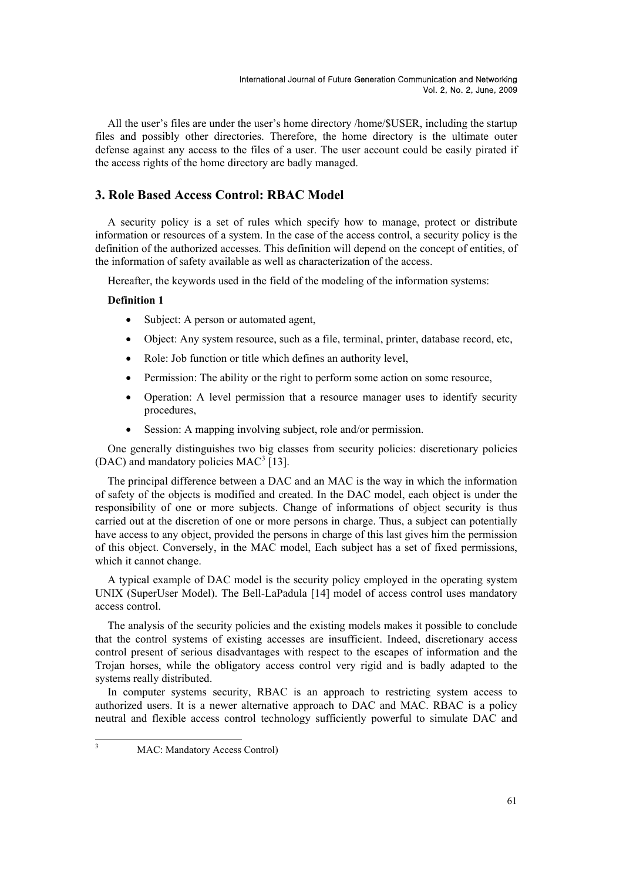All the user's files are under the user's home directory /home/$USER, including the startup files and possibly other directories. Therefore, the home directory is the ultimate outer defense against any access to the files of a user. The user account could be easily pirated if the access rights of the home directory are badly managed.

## 3. Role Based Access Control: RBAC Model

A security policy is a set of rules which specify how to manage, protect or distribute information or resources of a system. In the case of the access control, a security policy is the definition of the authorized accesses. This definition will depend on the concept of entities, of the information of safety available as well as characterization of the access.

Hereafter, the keywords used in the field of the modeling of the information systems:

**Definition 1**

- Subject: A person or automated agent,
- Object: Any system resource, such as a file, terminal, printer, database record, etc,
- Role: Job function or title which defines an authority level,
- Permission: The ability or the right to perform some action on some resource,
- Operation: A level permission that a resource manager uses to identify security procedures,
- Session: A mapping involving subject, role and/or permission.

One generally distinguishes two big classes from security policies: discretionary policies (DAC) and mandatory policies MAC[3] [13].

The principal difference between a DAC and an MAC is the way in which the information of safety of the objects is modified and created. In the DAC model, each object is under the responsibility of one or more subjects. Change of informations of object security is thus carried out at the discretion of one or more persons in charge. Thus, a subject can potentially have access to any object, provided the persons in charge of this last gives him the permission of this object. Conversely, in the MAC model, Each subject has a set of fixed permissions, which it cannot change.

A typical example of DAC model is the security policy employed in the operating system UNIX (SuperUser Model). The Bell-LaPadula [14] model of access control uses mandatory access control.

The analysis of the security policies and the existing models makes it possible to conclude that the control systems of existing accesses are insufficient. Indeed, discretionary access control present of serious disadvantages with respect to the escapes of information and the Trojan horses, while the obligatory access control very rigid and is badly adapted to the systems really distributed.

In computer systems security, RBAC is an approach to restricting system access to authorized users. It is a newer alternative approach to DAC and MAC. RBAC is a policy neutral and flexible access control technology sufficiently powerful to simulate DAC and

[3] MAC: Mandatory Access Control)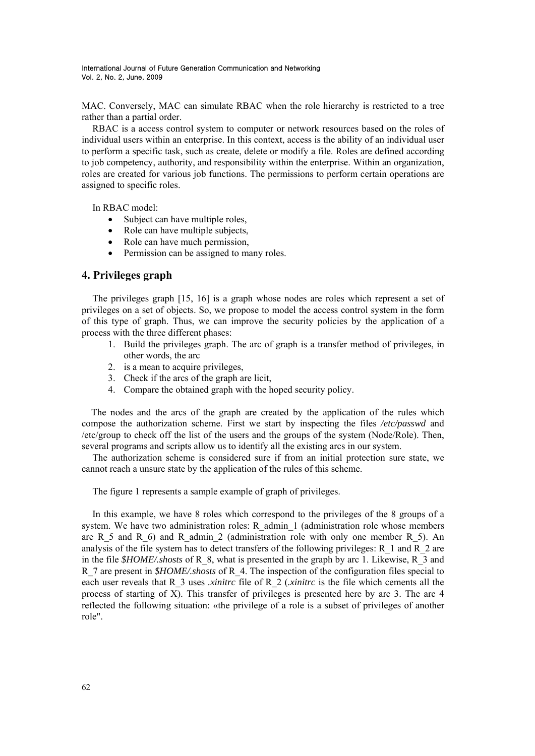MAC. Conversely, MAC can simulate RBAC when the role hierarchy is restricted to a tree rather than a partial order.

RBAC is a access control system to computer or network resources based on the roles of individual users within an enterprise. In this context, access is the ability of an individual user to perform a specific task, such as create, delete or modify a file. Roles are defined according to job competency, authority, and responsibility within the enterprise. Within an organization, roles are created for various job functions. The permissions to perform certain operations are assigned to specific roles.

In RBAC model:

- Subject can have multiple roles,
- Role can have multiple subjects,
- Role can have much permission,
- Permission can be assigned to many roles.

## 4. Privileges graph

The privileges graph [15, 16] is a graph whose nodes are roles which represent a set of privileges on a set of objects. So, we propose to model the access control system in the form of this type of graph. Thus, we can improve the security policies by the application of a process with the three different phases:

1. Build the privileges graph. The arc of graph is a transfer method of privileges, in other words, the arc
2. is a mean to acquire privileges,
3. Check if the arcs of the graph are licit,
4. Compare the obtained graph with the hoped security policy.

The nodes and the arcs of the graph are created by the application of the rules which compose the authorization scheme. First we start by inspecting the files */etc/passwd* and /etc/group to check off the list of the users and the groups of the system (Node/Role). Then, several programs and scripts allow us to identify all the existing arcs in our system.

The authorization scheme is considered sure if from an initial protection sure state, we cannot reach a unsure state by the application of the rules of this scheme.

The figure 1 represents a sample example of graph of privileges.

In this example, we have 8 roles which correspond to the privileges of the 8 groups of a system. We have two administration roles: R_admin_1 (administration role whose members are R_5 and R_6) and R_admin_2 (administration role with only one member R_5). An analysis of the file system has to detect transfers of the following privileges: R_1 and R_2 are in the file *$HOME/.shosts* of R_8, what is presented in the graph by arc 1. Likewise, R_3 and R_7 are present in *$HOME/.shosts* of R_4. The inspection of the configuration files special to each user reveals that R_3 uses *.xinitrc* file of R_2 (*.xinitrc* is the file which cements all the process of starting of X). This transfer of privileges is presented here by arc 3. The arc 4 reflected the following situation: «the privilege of a role is a subset of privileges of another role".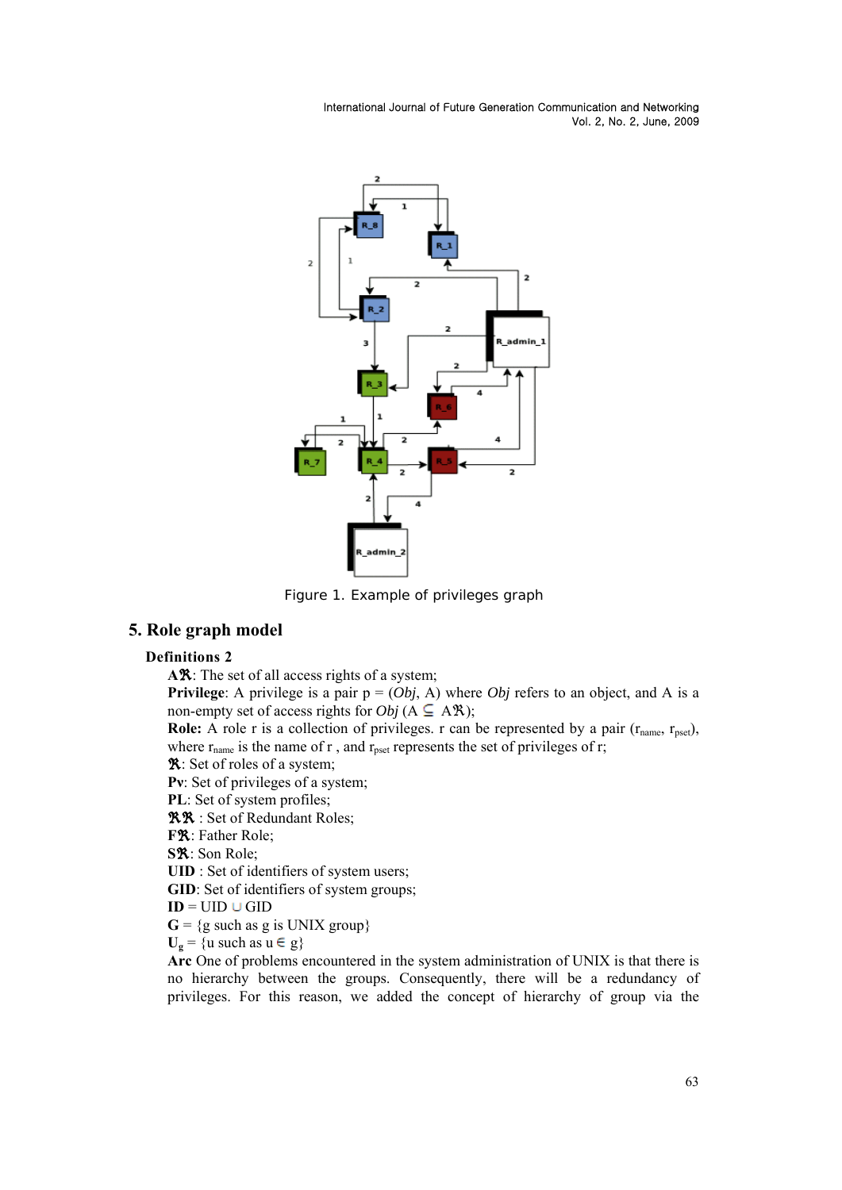Figure 1. Example of privileges graph

## 5. Role graph model

**Definitions 2**

**Aℜ**: The set of all access rights of a system;

**Privilege**: A privilege is a pair p = (*Obj*, A) where *Obj* refers to an object, and A is a non-empty set of access rights for *Obj* (A ⊆ Aℜ);

**Role:** A role r is a collection of privileges. r can be represented by a pair ($r_{name}$, $r_{pset}$), where $r_{name}$ is the name of r , and $r_{pset}$ represents the set of privileges of r;

**ℜ**: Set of roles of a system;

**Pv**: Set of privileges of a system;

**PL**: Set of system profiles;

**ℜℜ** : Set of Redundant Roles;

**Fℜ**: Father Role;

**Sℜ**: Son Role;

**UID** : Set of identifiers of system users;

**GID**: Set of identifiers of system groups;

**ID** = UID ∪ GID

**G** = {g such as g is UNIX group}

$\mathbf{U_g}$ = {u such as u ∈ g}

**Arc** One of problems encountered in the system administration of UNIX is that there is no hierarchy between the groups. Consequently, there will be a redundancy of privileges. For this reason, we added the concept of hierarchy of group via the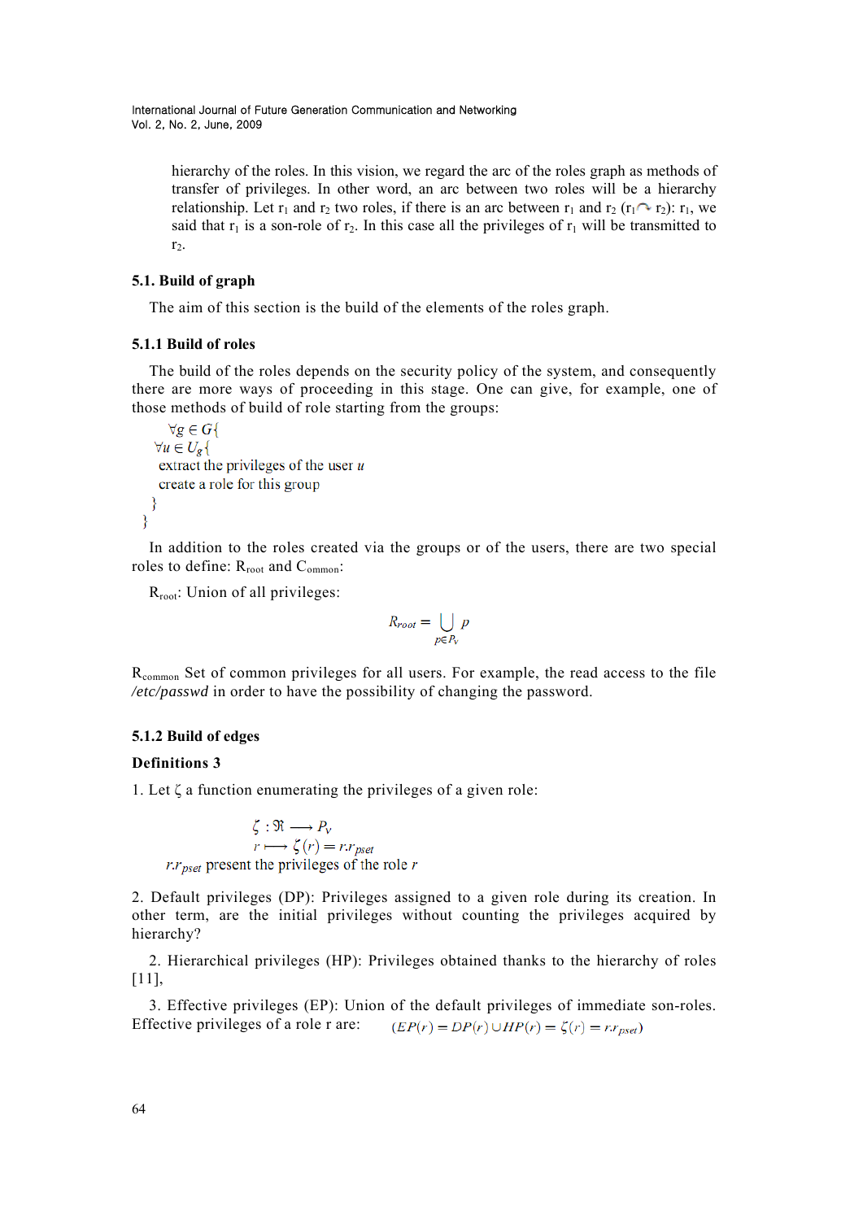hierarchy of the roles. In this vision, we regard the arc of the roles graph as methods of transfer of privileges. In other word, an arc between two roles will be a hierarchy relationship. Let $r_1$ and $r_2$ two roles, if there is an arc between $r_1$ and $r_2$ ($r_1 \curvearrowright r_2$): $r_1$, we said that $r_1$ is a son-role of $r_2$. In this case all the privileges of $r_1$ will be transmitted to $r_2$.

### 5.1. Build of graph

The aim of this section is the build of the elements of the roles graph.

#### 5.1.1 Build of roles

The build of the roles depends on the security policy of the system, and consequently there are more ways of proceeding in this stage. One can give, for example, one of those methods of build of role starting from the groups:

```
  ∀g ∈ G{
∀u ∈ U_g{
 extract the privileges of the user u
 create a role for this group
 }
}
```

In addition to the roles created via the groups or of the users, there are two special roles to define: $R_{root}$ and $C_{ommon}$:

$R_{root}$: Union of all privileges:

$$R_{root} = \bigcup_{p \in P_v} p$$

$R_{common}$ Set of common privileges for all users. For example, the read access to the file */etc/passwd* in order to have the possibility of changing the password.

#### 5.1.2 Build of edges

**Definitions 3**

1. Let $\zeta$ a function enumerating the privileges of a given role:

$$\zeta : \Re \longrightarrow P_V$$
$$r \longmapsto \zeta(r) = r.r_{pset}$$

$r.r_{pset}$ present the privileges of the role $r$

2. Default privileges (DP): Privileges assigned to a given role during its creation. In other term, are the initial privileges without counting the privileges acquired by hierarchy?

2. Hierarchical privileges (HP): Privileges obtained thanks to the hierarchy of roles [11],

3. Effective privileges (EP): Union of the default privileges of immediate son-roles. Effective privileges of a role r are: $(EP(r) = DP(r) \cup HP(r) = \zeta(r) = r.r_{pset})$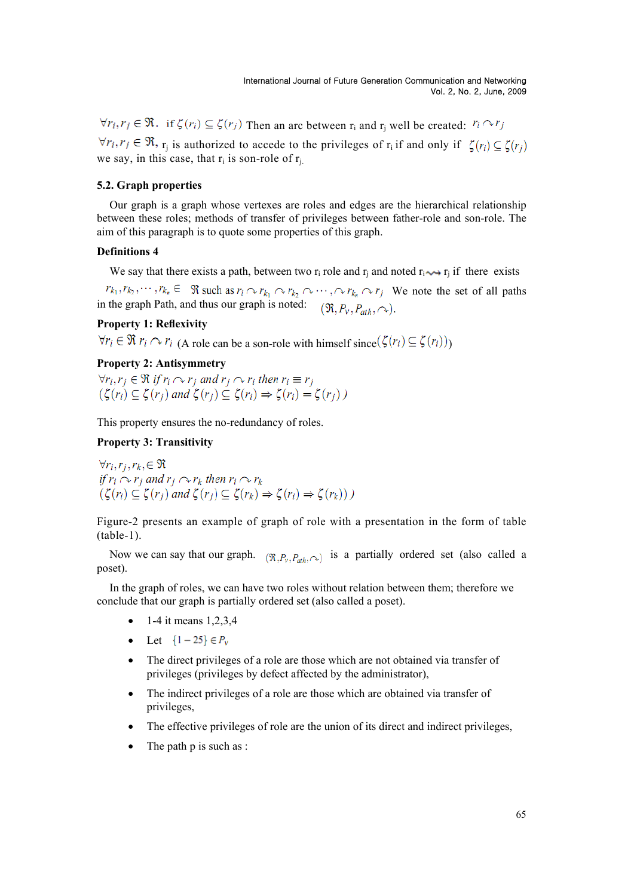$\forall r_i, r_j \in \Re$. if $\zeta(r_i) \subseteq \zeta(r_j)$ Then an arc between $r_i$ and $r_j$ well be created: $r_i \curvearrowright r_j$

$\forall r_i, r_j \in \Re$, $r_j$ is authorized to accede to the privileges of $r_i$ if and only if $\zeta(r_i) \subseteq \zeta(r_j)$ we say, in this case, that $r_i$ is son-role of $r_j$.

### 5.2. Graph properties

Our graph is a graph whose vertexes are roles and edges are the hierarchical relationship between these roles; methods of transfer of privileges between father-role and son-role. The aim of this paragraph is to quote some properties of this graph.

**Definitions 4**

We say that there exists a path, between two $r_i$ role and $r_j$ and noted $r_i \rightsquigarrow r_j$ if there exists $r_{k_1}, r_{k_2}, \cdots, r_{k_n} \in \Re$ such as $r_i \curvearrowright r_{k_1} \curvearrowright r_{k_2} \curvearrowright \cdots, \curvearrowright r_{k_n} \curvearrowright r_j$ We note the set of all paths in the graph Path, and thus our graph is noted: $(\Re, P_V, P_{ath}, \curvearrowright)$.

**Property 1: Reflexivity**

$\forall r_i \in \Re\ r_i \curvearrowright r_i$ (A role can be a son-role with himself since $(\zeta(r_i) \subseteq \zeta(r_i))$)

**Property 2: Antisymmetry**

$\forall r_i, r_j \in \Re\ if\ r_i \curvearrowright r_j\ and\ r_j \curvearrowright r_i\ then\ r_i \equiv r_j$
$(\zeta(r_i) \subseteq \zeta(r_j)\ and\ \zeta(r_j) \subseteq \zeta(r_i) \Rightarrow \zeta(r_i) = \zeta(r_j))$

This property ensures the no-redundancy of roles.

**Property 3: Transitivity**

$\forall r_i, r_j, r_k, \in \Re$
$if\ r_i \curvearrowright r_j\ and\ r_j \curvearrowright r_k\ then\ r_i \curvearrowright r_k$
$(\zeta(r_i) \subseteq \zeta(r_j)\ and\ \zeta(r_j) \subseteq \zeta(r_k) \Rightarrow \zeta(r_i) \Rightarrow \zeta(r_k)))$

Figure-2 presents an example of graph of role with a presentation in the form of table (table-1).

Now we can say that our graph. $(\Re, P_V, P_{ath}, \curvearrowright)$ is a partially ordered set (also called a poset).

In the graph of roles, we can have two roles without relation between them; therefore we conclude that our graph is partially ordered set (also called a poset).

- 1-4 it means 1,2,3,4
- Let $\{1-25\} \in P_V$
- The direct privileges of a role are those which are not obtained via transfer of privileges (privileges by defect affected by the administrator),
- The indirect privileges of a role are those which are obtained via transfer of privileges,
- The effective privileges of role are the union of its direct and indirect privileges,
- The path p is such as :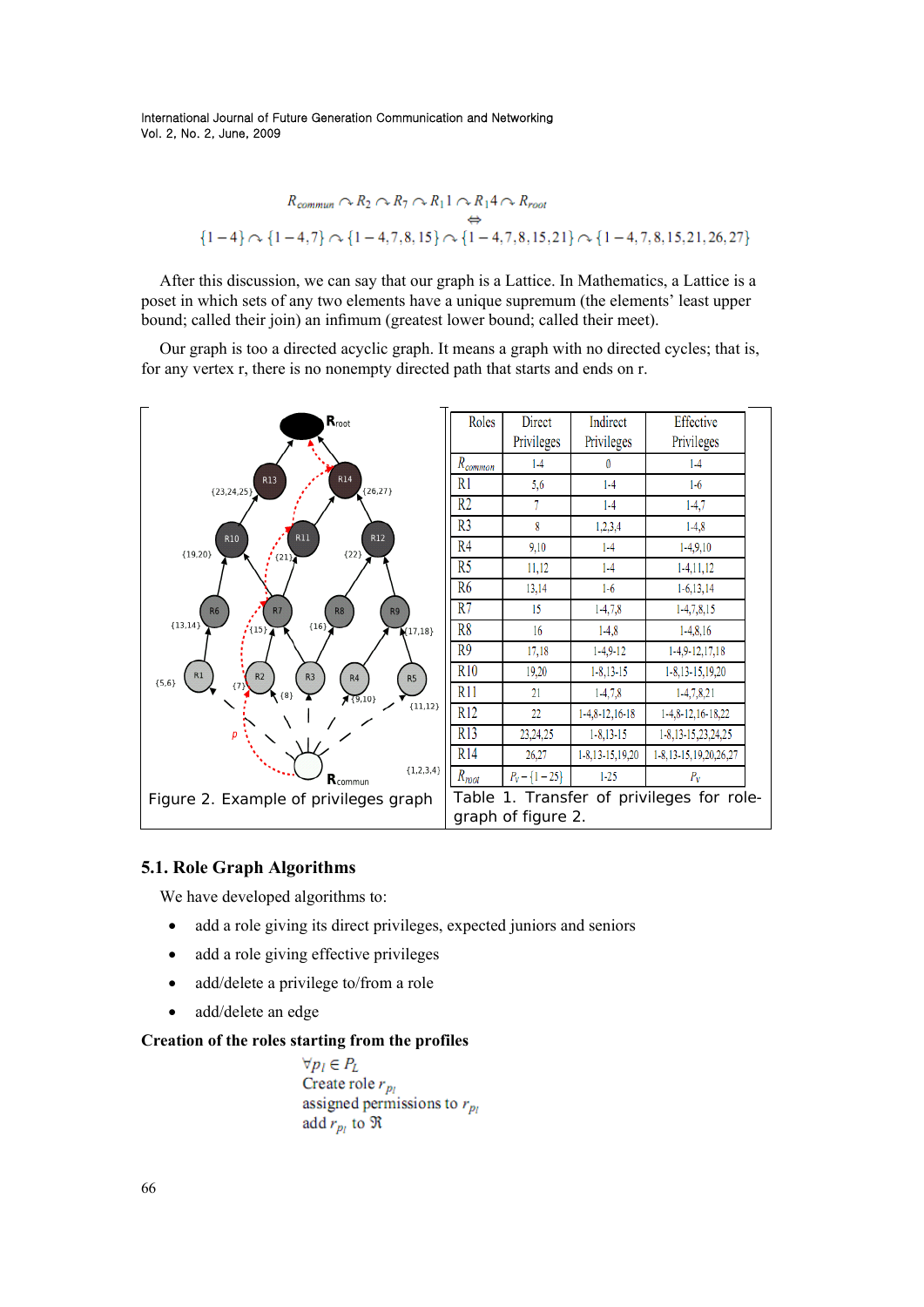$$R_{commun} \curvearrowright R_2 \curvearrowright R_7 \curvearrowright R_11 \curvearrowright R_14 \curvearrowright R_{root}$$

$$\Leftrightarrow$$

$$\{1-4\} \curvearrowright \{1-4,7\} \curvearrowright \{1-4,7,8,15\} \curvearrowright \{1-4,7,8,15,21\} \curvearrowright \{1-4,7,8,15,21,26,27\}$$

After this discussion, we can say that our graph is a Lattice. In Mathematics, a Lattice is a poset in which sets of any two elements have a unique supremum (the elements' least upper bound; called their join) an infimum (greatest lower bound; called their meet).

Our graph is too a directed acyclic graph. It means a graph with no directed cycles; that is, for any vertex r, there is no nonempty directed path that starts and ends on r.

Figure 2. Example of privileges graph

| Roles | Direct Privileges | Indirect Privileges | Effective Privileges |
|---|---|---|---|
| $R_{common}$ | 1-4 | 0 | 1-4 |
| R1 | 5,6 | 1-4 | 1-6 |
| R2 | 7 | 1-4 | 1-4,7 |
| R3 | 8 | 1,2,3,4 | 1-4,8 |
| R4 | 9,10 | 1-4 | 1-4,9,10 |
| R5 | 11,12 | 1-4 | 1-4,11,12 |
| R6 | 13,14 | 1-6 | 1-6,13,14 |
| R7 | 15 | 1-4,7,8 | 1-4,7,8,15 |
| R8 | 16 | 1-4,8 | 1-4,8,16 |
| R9 | 17,18 | 1-4,9-12 | 1-4,9-12,17,18 |
| R10 | 19,20 | 1-8,13-15 | 1-8,13-15,19,20 |
| R11 | 21 | 1-4,7,8 | 1-4,7,8,21 |
| R12 | 22 | 1-4,8-12,16-18 | 1-4,8-12,16-18,22 |
| R13 | 23,24,25 | 1-8,13-15 | 1-8,13-15,23,24,25 |
| R14 | 26,27 | 1-8,13-15,19,20 | 1-8,13-15,19,20,26,27 |
| $R_{root}$ | $P_V - \{1-25\}$ | 1-25 | $P_V$ |

Table 1. Transfer of privileges for role-graph of figure 2.

### 5.1. Role Graph Algorithms

We have developed algorithms to:

- add a role giving its direct privileges, expected juniors and seniors
- add a role giving effective privileges
- add/delete a privilege to/from a role
- add/delete an edge

**Creation of the roles starting from the profiles**

$\forall p_l \in P_L$
Create role $r_{p_l}$
assigned permissions to $r_{p_l}$
add $r_{p_l}$ to $\Re$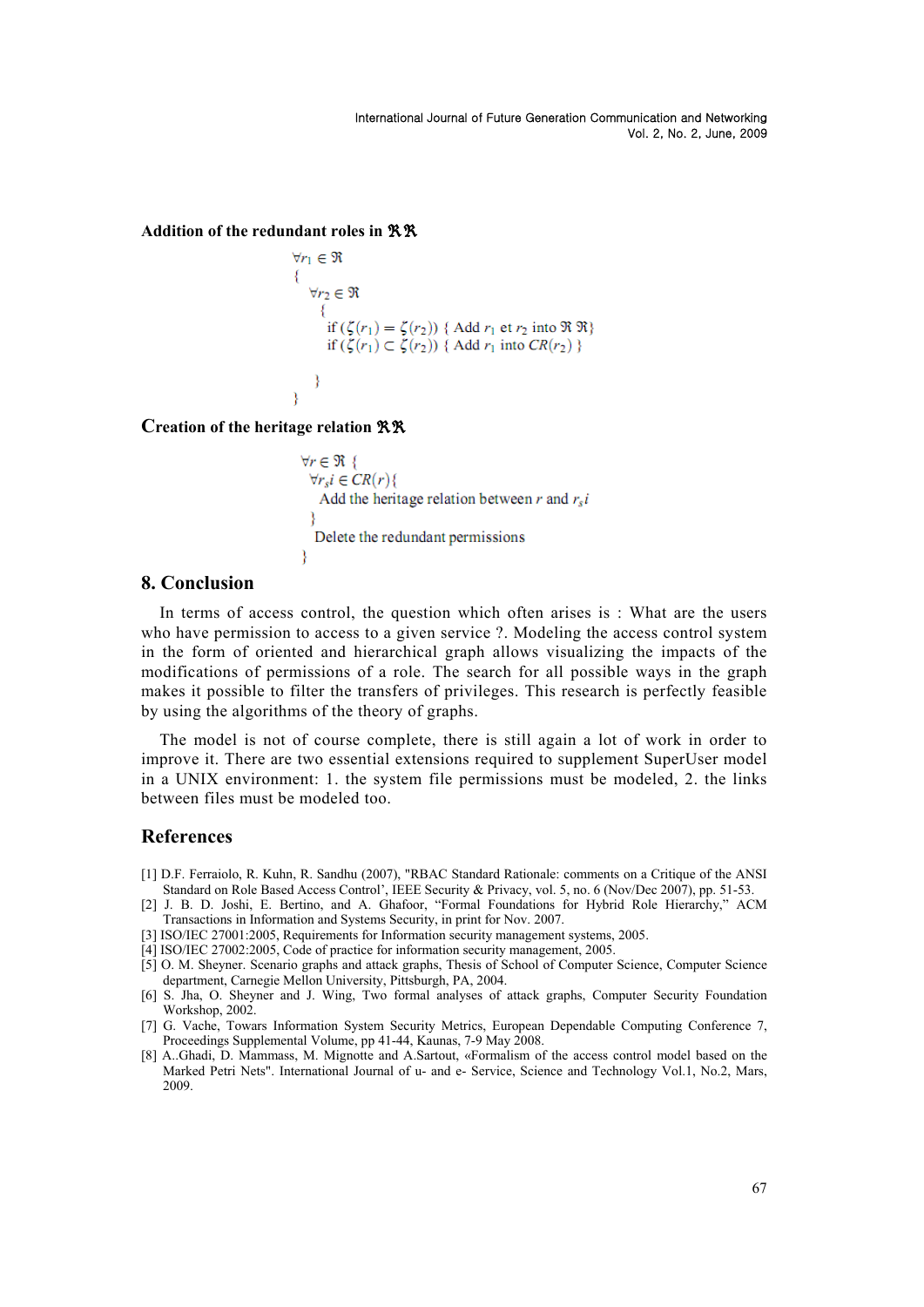**Addition of the redundant roles in $\mathfrak{R}\mathfrak{R}$**

$$
\begin{array}{l}
\forall r_1 \in \mathfrak{R} \\
\{ \\
\quad \forall r_2 \in \mathfrak{R} \\
\quad \{ \\
\quad\quad \text{if } (\zeta(r_1) = \zeta(r_2)) \ \{ \text{ Add } r_1 \text{ et } r_2 \text{ into } \mathfrak{R}\mathfrak{R} \} \\
\quad\quad \text{if } (\zeta(r_1) \subset \zeta(r_2)) \ \{ \text{ Add } r_1 \text{ into } CR(r_2) \ \} \\
\\
\quad \} \\
\}
\end{array}
$$

**Creation of the heritage relation $\mathfrak{R}\mathfrak{R}$**

$$
\begin{array}{l}
\forall r \in \mathfrak{R} \ \{ \\
\quad \forall r_s i \in CR(r) \{ \\
\quad\quad \text{Add the heritage relation between } r \text{ and } r_s i \\
\quad \} \\
\quad \text{Delete the redundant permissions} \\
\}
\end{array}
$$

## 8. Conclusion

In terms of access control, the question which often arises is : What are the users who have permission to access to a given service ?. Modeling the access control system in the form of oriented and hierarchical graph allows visualizing the impacts of the modifications of permissions of a role. The search for all possible ways in the graph makes it possible to filter the transfers of privileges. This research is perfectly feasible by using the algorithms of the theory of graphs.

The model is not of course complete, there is still again a lot of work in order to improve it. There are two essential extensions required to supplement SuperUser model in a UNIX environment: 1. the system file permissions must be modeled, 2. the links between files must be modeled too.

## References

[1] D.F. Ferraiolo, R. Kuhn, R. Sandhu (2007), "RBAC Standard Rationale: comments on a Critique of the ANSI Standard on Role Based Access Control', IEEE Security & Privacy, vol. 5, no. 6 (Nov/Dec 2007), pp. 51-53.

[2] J. B. D. Joshi, E. Bertino, and A. Ghafoor, "Formal Foundations for Hybrid Role Hierarchy," ACM Transactions in Information and Systems Security, in print for Nov. 2007.

[3] ISO/IEC 27001:2005, Requirements for Information security management systems, 2005.

[4] ISO/IEC 27002:2005, Code of practice for information security management, 2005.

[5] O. M. Sheyner. Scenario graphs and attack graphs, Thesis of School of Computer Science, Computer Science department, Carnegie Mellon University, Pittsburgh, PA, 2004.

[6] S. Jha, O. Sheyner and J. Wing, Two formal analyses of attack graphs, Computer Security Foundation Workshop, 2002.

[7] G. Vache, Towars Information System Security Metrics, European Dependable Computing Conference 7, Proceedings Supplemental Volume, pp 41-44, Kaunas, 7-9 May 2008.

[8] A..Ghadi, D. Mammass, M. Mignotte and A.Sartout, «Formalism of the access control model based on the Marked Petri Nets". International Journal of u- and e- Service, Science and Technology Vol.1, No.2, Mars, 2009.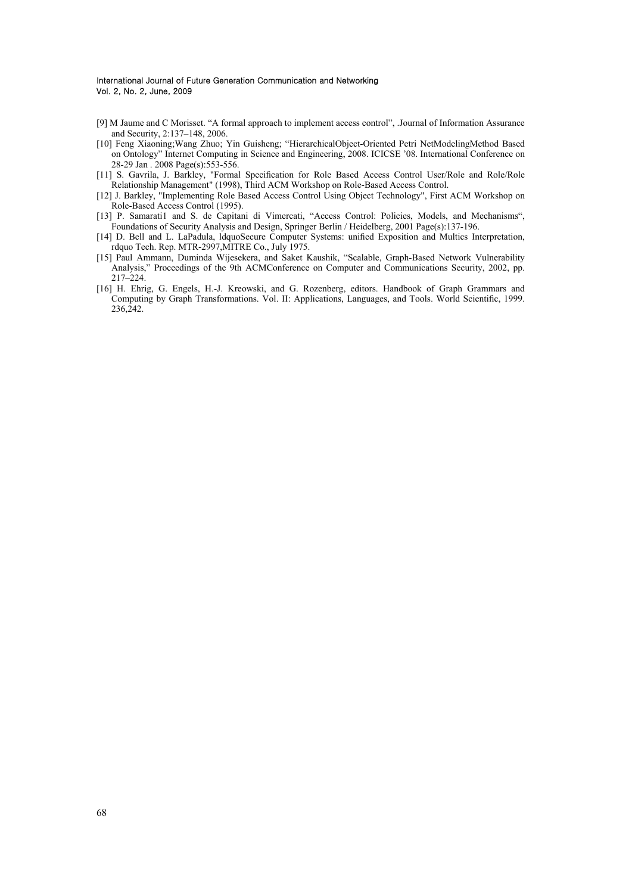[9] M Jaume and C Morisset. “A formal approach to implement access control”, .Journal of Information Assurance and Security, 2:137–148, 2006.

[10] Feng Xiaoning;Wang Zhuo; Yin Guisheng; “HierarchicalObject-Oriented Petri NetModelingMethod Based on Ontology” Internet Computing in Science and Engineering, 2008. ICICSE ’08. International Conference on 28-29 Jan . 2008 Page(s):553-556.

[11] S. Gavrila, J. Barkley, "Formal Specification for Role Based Access Control User/Role and Role/Role Relationship Management" (1998), Third ACM Workshop on Role-Based Access Control.

[12] J. Barkley, "Implementing Role Based Access Control Using Object Technology", First ACM Workshop on Role-Based Access Control (1995).

[13] P. Samarati1 and S. de Capitani di Vimercati, “Access Control: Policies, Models, and Mechanisms“, Foundations of Security Analysis and Design, Springer Berlin / Heidelberg, 2001 Page(s):137-196.

[14] D. Bell and L. LaPadula, ldquoSecure Computer Systems: unified Exposition and Multics Interpretation, rdquo Tech. Rep. MTR-2997,MITRE Co., July 1975.

[15] Paul Ammann, Duminda Wijesekera, and Saket Kaushik, “Scalable, Graph-Based Network Vulnerability Analysis,” Proceedings of the 9th ACMConference on Computer and Communications Security, 2002, pp. 217–224.

[16] H. Ehrig, G. Engels, H.-J. Kreowski, and G. Rozenberg, editors. Handbook of Graph Grammars and Computing by Graph Transformations. Vol. II: Applications, Languages, and Tools. World Scientific, 1999. 236,242.